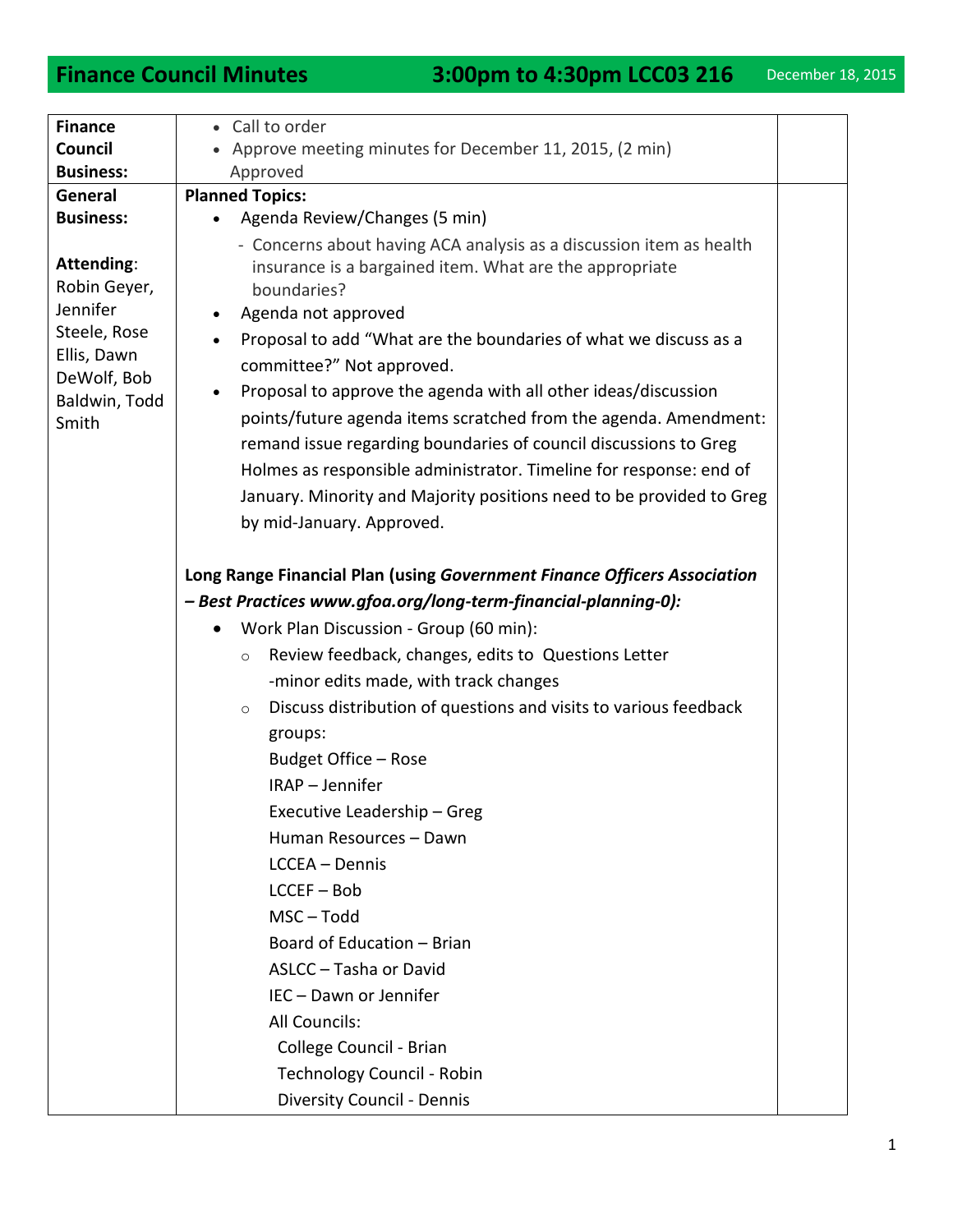# Finance Council Minutes 3:00pm to 4:30pm LCC03 216 December 18, 2015

| | | |
|---|---|---|
| **Finance Council Business:** | • Call to order<br>• Approve meeting minutes for December 11, 2015, (2 min)<br>Approved | |
| **General Business:**<br><br>**Attending**:<br>Robin Geyer, Jennifer Steele, Rose Ellis, Dawn DeWolf, Bob Baldwin, Todd Smith | **Planned Topics:**<br>• Agenda Review/Changes (5 min)<br>- Concerns about having ACA analysis as a discussion item as health insurance is a bargained item. What are the appropriate boundaries?<br>• Agenda not approved<br>• Proposal to add "What are the boundaries of what we discuss as a committee?" Not approved.<br>• Proposal to approve the agenda with all other ideas/discussion points/future agenda items scratched from the agenda. Amendment: remand issue regarding boundaries of council discussions to Greg Holmes as responsible administrator. Timeline for response: end of January. Minority and Majority positions need to be provided to Greg by mid-January. Approved.<br><br>**Long Range Financial Plan (using *Government Finance Officers Association – Best Practices www.gfoa.org/long-term-financial-planning-0):***<br>• Work Plan Discussion - Group (60 min):<br>○ Review feedback, changes, edits to Questions Letter<br>-minor edits made, with track changes<br>○ Discuss distribution of questions and visits to various feedback groups:<br>Budget Office – Rose<br>IRAP – Jennifer<br>Executive Leadership – Greg<br>Human Resources – Dawn<br>LCCEA – Dennis<br>LCCEF – Bob<br>MSC – Todd<br>Board of Education – Brian<br>ASLCC – Tasha or David<br>IEC – Dawn or Jennifer<br>All Councils:<br>College Council - Brian<br>Technology Council - Robin<br>Diversity Council - Dennis | |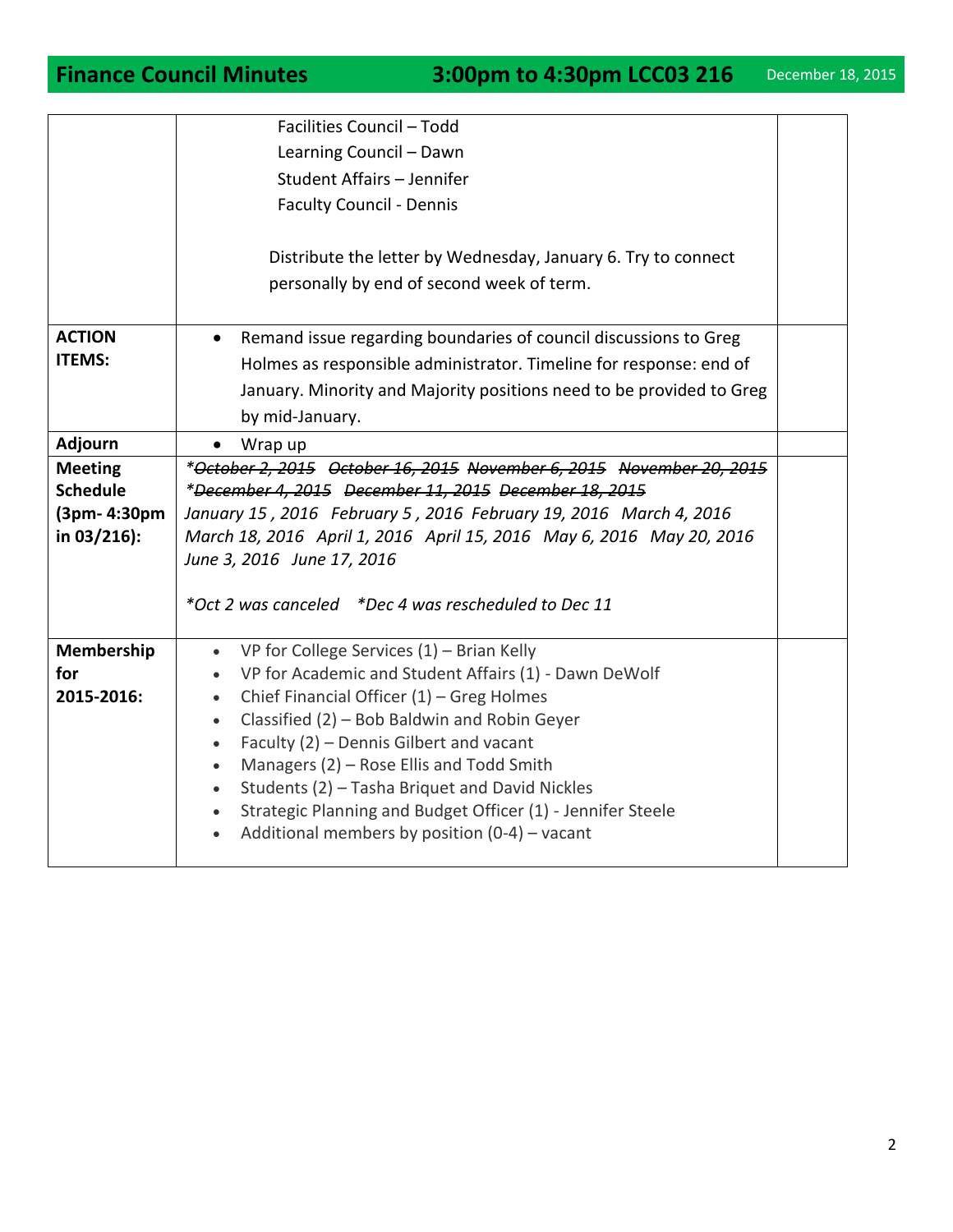| | | |
|---|---|---|
| | Facilities Council – Todd<br>Learning Council – Dawn<br>Student Affairs – Jennifer<br>Faculty Council - Dennis<br><br>Distribute the letter by Wednesday, January 6. Try to connect personally by end of second week of term. | |
| **ACTION ITEMS:** | • Remand issue regarding boundaries of council discussions to Greg Holmes as responsible administrator. Timeline for response: end of January. Minority and Majority positions need to be provided to Greg by mid-January. | |
| **Adjourn** | • Wrap up | |
| **Meeting Schedule (3pm- 4:30pm in 03/216):** | *~~*October 2, 2015~~ ~~October 16, 2015~~ ~~November 6, 2015~~ ~~November 20, 2015~~*<br>*~~*December 4, 2015~~ ~~December 11, 2015~~ ~~December 18, 2015~~*<br>*January 15 , 2016 February 5 , 2016 February 19, 2016 March 4, 2016 March 18, 2016 April 1, 2016 April 15, 2016 May 6, 2016 May 20, 2016 June 3, 2016 June 17, 2016*<br><br>**Oct 2 was canceled \*Dec 4 was rescheduled to Dec 11* | |
| **Membership for 2015-2016:** | • VP for College Services (1) – Brian Kelly<br>• VP for Academic and Student Affairs (1) - Dawn DeWolf<br>• Chief Financial Officer (1) – Greg Holmes<br>• Classified (2) – Bob Baldwin and Robin Geyer<br>• Faculty (2) – Dennis Gilbert and vacant<br>• Managers (2) – Rose Ellis and Todd Smith<br>• Students (2) – Tasha Briquet and David Nickles<br>• Strategic Planning and Budget Officer (1) - Jennifer Steele<br>• Additional members by position (0-4) – vacant | |